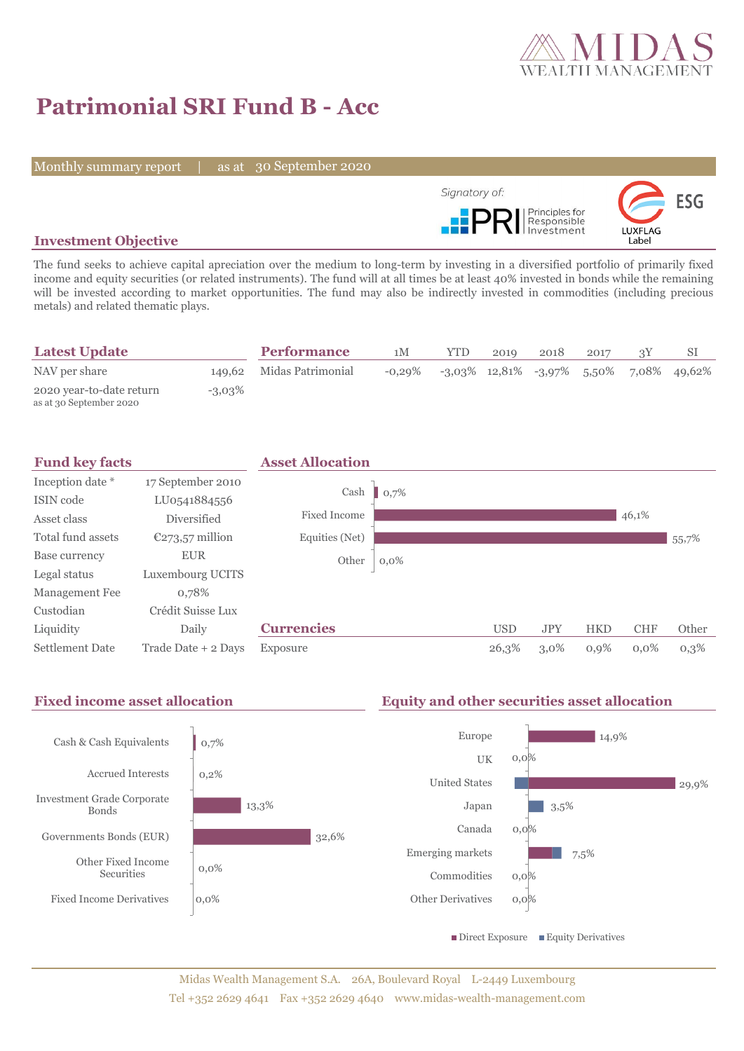# Patrimonial SRI Fund B - Acc

Monthly summary report | as at 30 September 2020

Signatory of: PRI Principles for Responsible Investment

ESG LUXFLAG Label

## Investment Objective

The fund seeks to achieve capital apreciation over the medium to long-term by investing in a diversified portfolio of primarily fixed income and equity securities (or related instruments). The fund will at all times be at least 40% invested in bonds while the remaining will be invested according to market opportunities. The fund may also be indirectly invested in commodities (including precious metals) and related thematic plays.

## Latest Update

| | |
|---|---|
| NAV per share | 149,62 |
| 2020 year-to-date return<br>as at 30 September 2020 | -3,03% |

## Performance

| | 1M | YTD | 2019 | 2018 | 2017 | 3Y | SI |
|---|---|---|---|---|---|---|---|
| Midas Patrimonial | -0,29% | -3,03% | 12,81% | -3,97% | 5,50% | 7,08% | 49,62% |

## Fund key facts

| | |
|---|---|
| Inception date * | 17 September 2010 |
| ISIN code | LU0541884556 |
| Asset class | Diversified |
| Total fund assets | €273,57 million |
| Base currency | EUR |
| Legal status | Luxembourg UCITS |
| Management Fee | 0,78% |
| Custodian | Crédit Suisse Lux |
| Liquidity | Daily |
| Settlement Date | Trade Date + 2 Days |

## Asset Allocation

| | |
|---|---|
| Cash | 0,7% |
| Fixed Income | 46,1% |
| Equities (Net) | 55,7% |
| Other | 0,0% |

## Currencies

| | USD | JPY | HKD | CHF | Other |
|---|---|---|---|---|---|
| Exposure | 26,3% | 3,0% | 0,9% | 0,0% | 0,3% |

## Fixed income asset allocation

| | |
|---|---|
| Cash & Cash Equivalents | 0,7% |
| Accrued Interests | 0,2% |
| Investment Grade Corporate Bonds | 13,3% |
| Governments Bonds (EUR) | 32,6% |
| Other Fixed Income Securities | 0,0% |
| Fixed Income Derivatives | 0,0% |

## Equity and other securities asset allocation

| | |
|---|---|
| Europe | 14,9% |
| UK | 0,0% |
| United States | 29,9% |
| Japan | 3,5% |
| Canada | 0,0% |
| Emerging markets | 7,5% |
| Commodities | 0,0% |
| Other Derivatives | 0,0% |

■ Direct Exposure ■ Equity Derivatives

Midas Wealth Management S.A. 26A, Boulevard Royal L-2449 Luxembourg
Tel +352 2629 4641 Fax +352 2629 4640 www.midas-wealth-management.com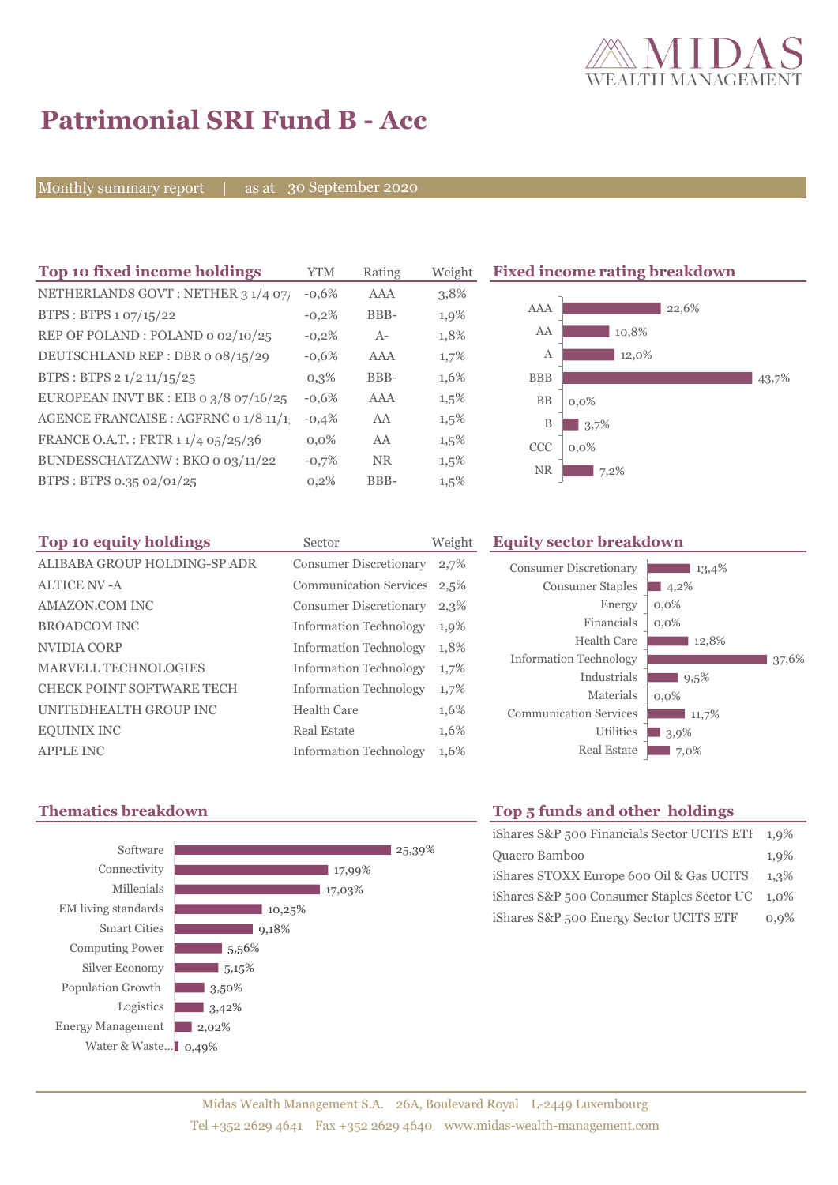# Patrimonial SRI Fund B - Acc

Monthly summary report | as at 30 September 2020

## Top 10 fixed income holdings

| Top 10 fixed income holdings | YTM | Rating | Weight |
|---|---|---|---|
| NETHERLANDS GOVT : NETHER 3 1/4 07/ | -0,6% | AAA | 3,8% |
| BTPS : BTPS 1 07/15/22 | -0,2% | BBB- | 1,9% |
| REP OF POLAND : POLAND 0 02/10/25 | -0,2% | A- | 1,8% |
| DEUTSCHLAND REP : DBR 0 08/15/29 | -0,6% | AAA | 1,7% |
| BTPS : BTPS 2 1/2 11/15/25 | 0,3% | BBB- | 1,6% |
| EUROPEAN INVT BK : EIB 0 3/8 07/16/25 | -0,6% | AAA | 1,5% |
| AGENCE FRANCAISE : AGFRNC 0 1/8 11/1 | -0,4% | AA | 1,5% |
| FRANCE O.A.T. : FRTR 1 1/4 05/25/36 | 0,0% | AA | 1,5% |
| BUNDESSCHATZANW : BKO 0 03/11/22 | -0,7% | NR | 1,5% |
| BTPS : BTPS 0.35 02/01/25 | 0,2% | BBB- | 1,5% |

## Fixed income rating breakdown

| Rating | Weight |
|---|---|
| AAA | 22,6% |
| AA | 10,8% |
| A | 12,0% |
| BBB | 43,7% |
| BB | 0,0% |
| B | 3,7% |
| CCC | 0,0% |
| NR | 7,2% |

## Top 10 equity holdings

| Top 10 equity holdings | Sector | Weight |
|---|---|---|
| ALIBABA GROUP HOLDING-SP ADR | Consumer Discretionary | 2,7% |
| ALTICE NV -A | Communication Services | 2,5% |
| AMAZON.COM INC | Consumer Discretionary | 2,3% |
| BROADCOM INC | Information Technology | 1,9% |
| NVIDIA CORP | Information Technology | 1,8% |
| MARVELL TECHNOLOGIES | Information Technology | 1,7% |
| CHECK POINT SOFTWARE TECH | Information Technology | 1,7% |
| UNITEDHEALTH GROUP INC | Health Care | 1,6% |
| EQUINIX INC | Real Estate | 1,6% |
| APPLE INC | Information Technology | 1,6% |

## Equity sector breakdown

| Sector | Weight |
|---|---|
| Consumer Discretionary | 13,4% |
| Consumer Staples | 4,2% |
| Energy | 0,0% |
| Financials | 0,0% |
| Health Care | 12,8% |
| Information Technology | 37,6% |
| Industrials | 9,5% |
| Materials | 0,0% |
| Communication Services | 11,7% |
| Utilities | 3,9% |
| Real Estate | 7,0% |

## Thematics breakdown

| Thematic | Weight |
|---|---|
| Software | 25,39% |
| Connectivity | 17,99% |
| Millenials | 17,03% |
| EM living standards | 10,25% |
| Smart Cities | 9,18% |
| Computing Power | 5,56% |
| Silver Economy | 5,15% |
| Population Growth | 3,50% |
| Logistics | 3,42% |
| Energy Management | 2,02% |
| Water & Waste... | 0,49% |

## Top 5 funds and other holdings

| Holding | Weight |
|---|---|
| iShares S&P 500 Financials Sector UCITS ETF | 1,9% |
| Quaero Bamboo | 1,9% |
| iShares STOXX Europe 600 Oil & Gas UCITS | 1,3% |
| iShares S&P 500 Consumer Staples Sector UC | 1,0% |
| iShares S&P 500 Energy Sector UCITS ETF | 0,9% |

Midas Wealth Management S.A. 26A, Boulevard Royal L-2449 Luxembourg
Tel +352 2629 4641 Fax +352 2629 4640 www.midas-wealth-management.com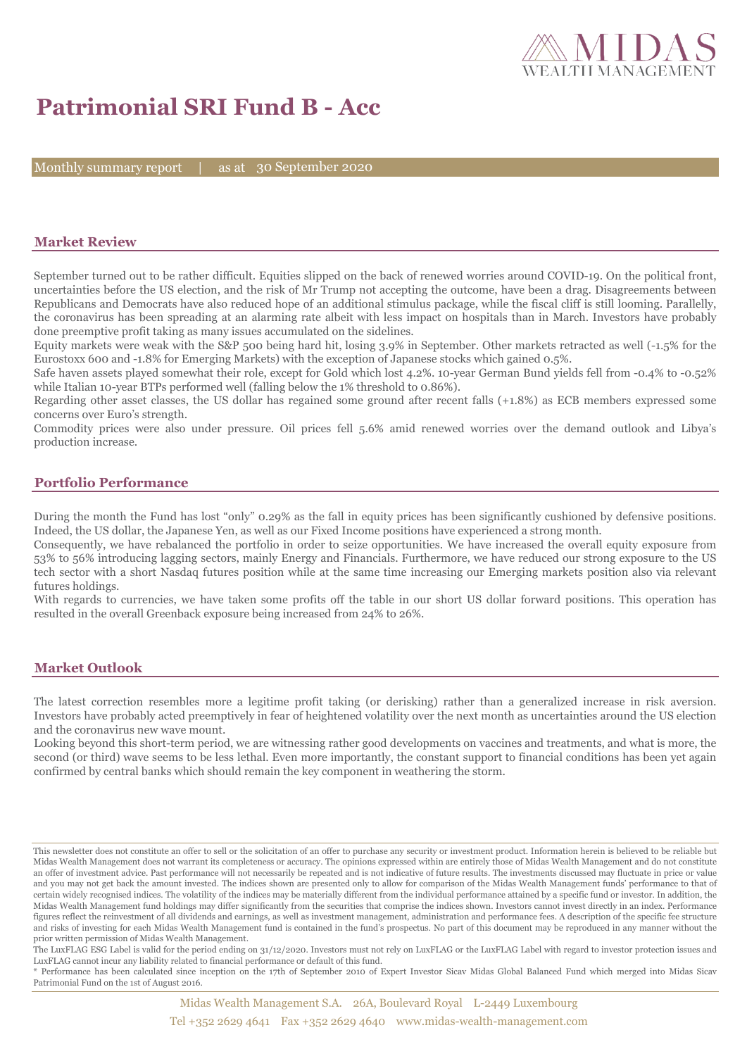# Patrimonial SRI Fund B - Acc

Monthly summary report | as at 30 September 2020

## Market Review

September turned out to be rather difficult. Equities slipped on the back of renewed worries around COVID-19. On the political front, uncertainties before the US election, and the risk of Mr Trump not accepting the outcome, have been a drag. Disagreements between Republicans and Democrats have also reduced hope of an additional stimulus package, while the fiscal cliff is still looming. Parallelly, the coronavirus has been spreading at an alarming rate albeit with less impact on hospitals than in March. Investors have probably done preemptive profit taking as many issues accumulated on the sidelines.

Equity markets were weak with the S&P 500 being hard hit, losing 3.9% in September. Other markets retracted as well (-1.5% for the Eurostoxx 600 and -1.8% for Emerging Markets) with the exception of Japanese stocks which gained 0.5%.

Safe haven assets played somewhat their role, except for Gold which lost 4.2%. 10-year German Bund yields fell from -0.4% to -0.52% while Italian 10-year BTPs performed well (falling below the 1% threshold to 0.86%).

Regarding other asset classes, the US dollar has regained some ground after recent falls (+1.8%) as ECB members expressed some concerns over Euro's strength.

Commodity prices were also under pressure. Oil prices fell 5.6% amid renewed worries over the demand outlook and Libya's production increase.

## Portfolio Performance

During the month the Fund has lost "only" 0.29% as the fall in equity prices has been significantly cushioned by defensive positions. Indeed, the US dollar, the Japanese Yen, as well as our Fixed Income positions have experienced a strong month.

Consequently, we have rebalanced the portfolio in order to seize opportunities. We have increased the overall equity exposure from 53% to 56% introducing lagging sectors, mainly Energy and Financials. Furthermore, we have reduced our strong exposure to the US tech sector with a short Nasdaq futures position while at the same time increasing our Emerging markets position also via relevant futures holdings.

With regards to currencies, we have taken some profits off the table in our short US dollar forward positions. This operation has resulted in the overall Greenback exposure being increased from 24% to 26%.

## Market Outlook

The latest correction resembles more a legitime profit taking (or derisking) rather than a generalized increase in risk aversion. Investors have probably acted preemptively in fear of heightened volatility over the next month as uncertainties around the US election and the coronavirus new wave mount.

Looking beyond this short-term period, we are witnessing rather good developments on vaccines and treatments, and what is more, the second (or third) wave seems to be less lethal. Even more importantly, the constant support to financial conditions has been yet again confirmed by central banks which should remain the key component in weathering the storm.

This newsletter does not constitute an offer to sell or the solicitation of an offer to purchase any security or investment product. Information herein is believed to be reliable but Midas Wealth Management does not warrant its completeness or accuracy. The opinions expressed within are entirely those of Midas Wealth Management and do not constitute an offer of investment advice. Past performance will not necessarily be repeated and is not indicative of future results. The investments discussed may fluctuate in price or value and you may not get back the amount invested. The indices shown are presented only to allow for comparison of the Midas Wealth Management funds' performance to that of certain widely recognised indices. The volatility of the indices may be materially different from the individual performance attained by a specific fund or investor. In addition, the Midas Wealth Management fund holdings may differ significantly from the securities that comprise the indices shown. Investors cannot invest directly in an index. Performance figures reflect the reinvestment of all dividends and earnings, as well as investment management, administration and performance fees. A description of the specific fee structure and risks of investing for each Midas Wealth Management fund is contained in the fund's prospectus. No part of this document may be reproduced in any manner without the prior written permission of Midas Wealth Management.

The LuxFLAG ESG Label is valid for the period ending on 31/12/2020. Investors must not rely on LuxFLAG or the LuxFLAG Label with regard to investor protection issues and LuxFLAG cannot incur any liability related to financial performance or default of this fund.

* Performance has been calculated since inception on the 17th of September 2010 of Expert Investor Sicav Midas Global Balanced Fund which merged into Midas Sicav Patrimonial Fund on the 1st of August 2016.

Midas Wealth Management S.A. 26A, Boulevard Royal L-2449 Luxembourg

Tel +352 2629 4641 Fax +352 2629 4640 www.midas-wealth-management.com